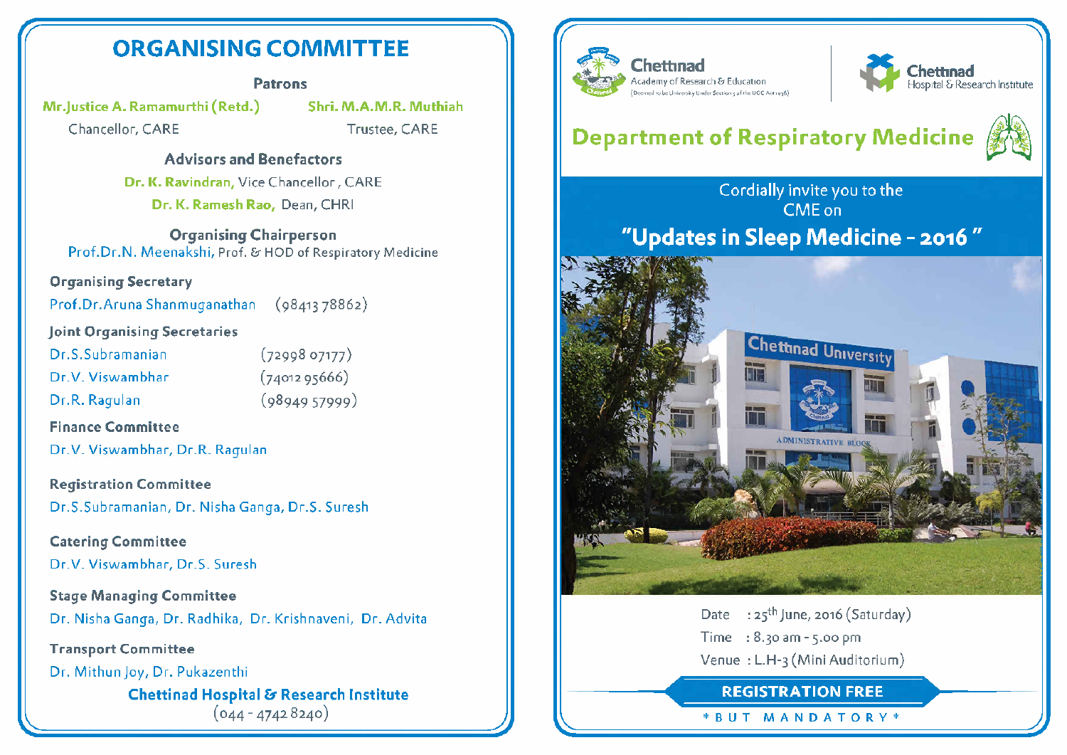# ORGANISING COMMITTEE

### Patrons

**Mr.Justice A. Ramamurthi (Retd.)**
Chancellor, CARE

**Shri. M.A.M.R. Muthiah**
Trustee, CARE

### Advisors and Benefactors

**Dr. K. Ravindran,** Vice Chancellor , CARE

**Dr. K. Ramesh Rao,** Dean, CHRI

### Organising Chairperson

Prof.Dr.N. Meenakshi, Prof. & HOD of Respiratory Medicine

### Organising Secretary

Prof.Dr.Aruna Shanmuganathan (98413 78862)

### Joint Organising Secretaries

Dr.S.Subramanian (72998 07177)
Dr.V. Viswambhar (74012 95666)
Dr.R. Ragulan (98949 57999)

### Finance Committee

Dr.V. Viswambhar, Dr.R. Ragulan

### Registration Committee

Dr.S.Subramanian, Dr. Nisha Ganga, Dr.S. Suresh

### Catering Committee

Dr.V. Viswambhar, Dr.S. Suresh

### Stage Managing Committee

Dr. Nisha Ganga, Dr. Radhika, Dr. Krishnaveni, Dr. Advita

### Transport Committee

Dr. Mithun Joy, Dr. Pukazenthi

**Chettinad Hospital & Research Institute**
(044 - 4742 8240)

---

Chettinad Academy of Research & Education
(Deemed to be University Under Section 3 of the UGC Act 1956)

Chettinad Hospital & Research Institute

# Department of Respiratory Medicine

Cordially invite you to the
CME on

## "Updates in Sleep Medicine - 2016 "

Date : 25th June, 2016 (Saturday)
Time : 8.30 am - 5.00 pm
Venue : L.H-3 (Mini Auditorium)

**REGISTRATION FREE**

\* BUT MANDATORY \*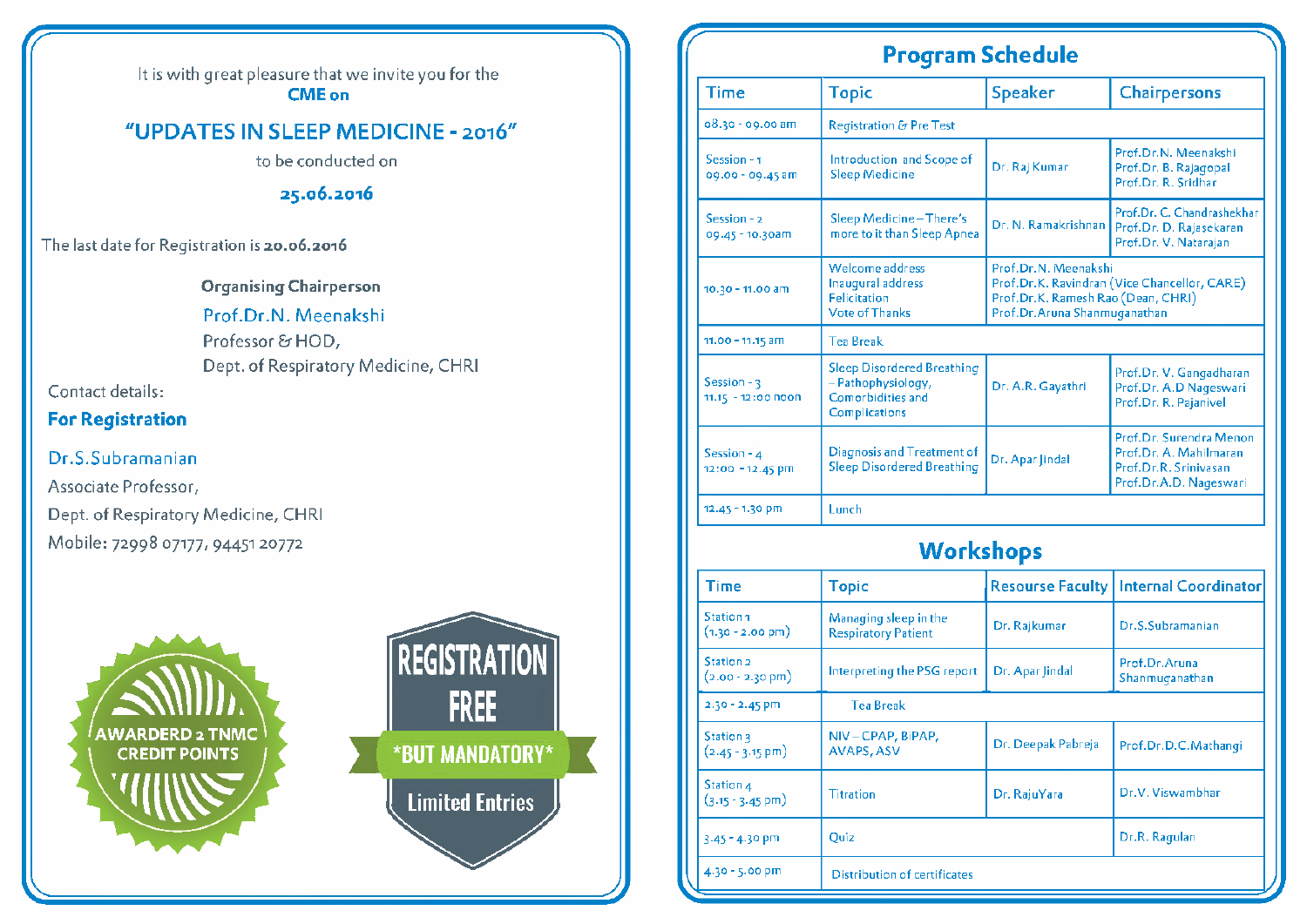It is with great pleasure that we invite you for the
**CME on**

## "UPDATES IN SLEEP MEDICINE - 2016"

to be conducted on

**25.06.2016**

The last date for Registration is **20.06.2016**

**Organising Chairperson**

Prof.Dr.N. Meenakshi
Professor & HOD,
Dept. of Respiratory Medicine, CHRI

Contact details:

**For Registration**

Dr.S.Subramanian
Associate Professor,
Dept. of Respiratory Medicine, CHRI
Mobile: 72998 07177, 94451 20772

AWARDERD 2 TNMC CREDIT POINTS

REGISTRATION FREE
*BUT MANDATORY*
Limited Entries

## Program Schedule

| Time | Topic | Speaker | Chairpersons |
|---|---|---|---|
| 08.30 - 09.00 am | Registration & Pre Test | | |
| Session - 1 09.00 - 09.45 am | Introduction and Scope of Sleep Medicine | Dr. Raj Kumar | Prof.Dr.N. Meenakshi<br>Prof.Dr. B. Rajagopal<br>Prof.Dr. R. Sridhar |
| Session - 2 09.45 - 10.30am | Sleep Medicine – There's more to it than Sleep Apnea | Dr. N. Ramakrishnan | Prof.Dr. C. Chandrashekhar<br>Prof.Dr. D. Rajasekaran<br>Prof.Dr. V. Natarajan |
| 10.30 - 11.00 am | Welcome address<br>Inaugural address<br>Felicitation<br>Vote of Thanks | Prof.Dr.N. Meenakshi<br>Prof.Dr.K. Ravindran (Vice Chancellor, CARE)<br>Prof.Dr.K. Ramesh Rao (Dean, CHRI)<br>Prof.Dr.Aruna Shanmuganathan | |
| 11.00 - 11.15 am | Tea Break | | |
| Session - 3 11.15 - 12:00 noon | Sleep Disordered Breathing – Pathophysiology, Comorbidities and Complications | Dr. A.R. Gayathri | Prof.Dr. V. Gangadharan<br>Prof.Dr. A.D Nageswari<br>Prof.Dr. R. Pajanivel |
| Session - 4 12:00 - 12.45 pm | Diagnosis and Treatment of Sleep Disordered Breathing | Dr. Apar Jindal | Prof.Dr. Surendra Menon<br>Prof.Dr. A. Mahilmaran<br>Prof.Dr.R. Srinivasan<br>Prof.Dr.A.D. Nageswari |
| 12.45 - 1.30 pm | Lunch | | |

## Workshops

| Time | Topic | Resourse Faculty | Internal Coordinator |
|---|---|---|---|
| Station 1 (1.30 - 2.00 pm) | Managing sleep in the Respiratory Patient | Dr. Rajkumar | Dr.S.Subramanian |
| Station 2 (2.00 - 2.30 pm) | Interpreting the PSG report | Dr. Apar Jindal | Prof.Dr.Aruna Shanmuganathan |
| 2.30 - 2.45 pm | Tea Break | | |
| Station 3 (2.45 - 3.15 pm) | NIV – CPAP, BIPAP, AVAPS, ASV | Dr. Deepak Pabreja | Prof.Dr.D.C.Mathangi |
| Station 4 (3.15 - 3.45 pm) | Titration | Dr. RajuYara | Dr.V. Viswambhar |
| 3.45 - 4.30 pm | Quiz | | Dr.R. Ragulan |
| 4.30 - 5.00 pm | Distribution of certificates | | |